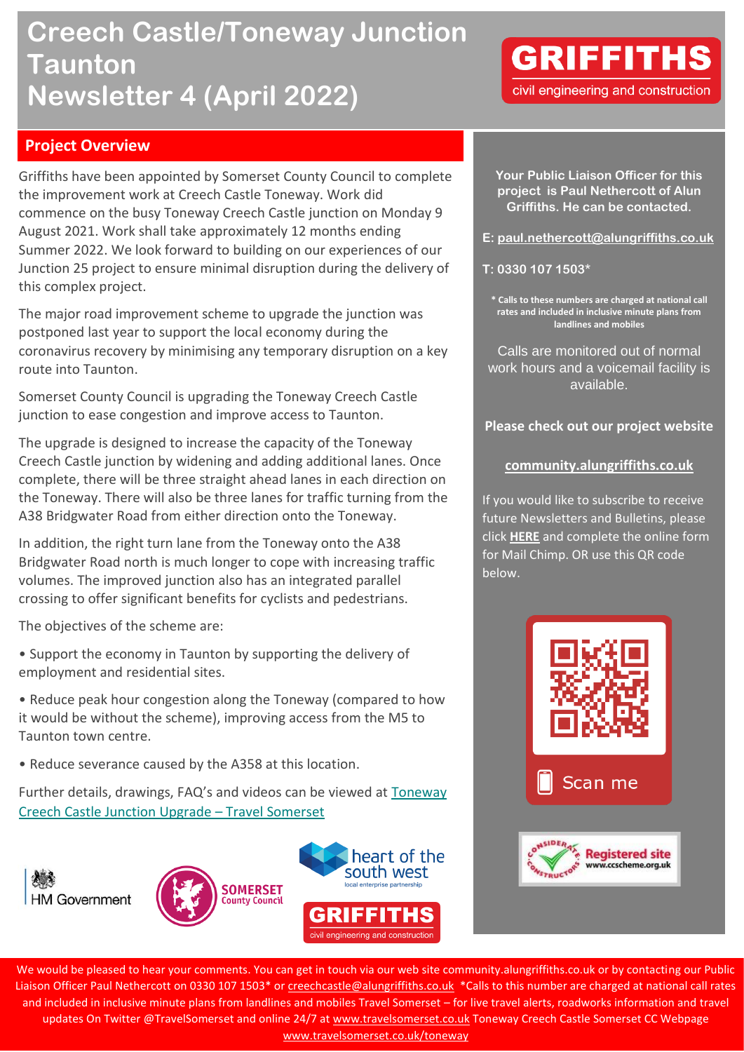# Creech Castle/Toneway Junction Taunton Newsletter 4 (April 2022)

GRIFFITHS civil engineering and construction

## Project Overview

Griffiths have been appointed by Somerset County Council to complete the improvement work at Creech Castle Toneway. Work did commence on the busy Toneway Creech Castle junction on Monday 9 August 2021. Work shall take approximately 12 months ending Summer 2022. We look forward to building on our experiences of our Junction 25 project to ensure minimal disruption during the delivery of this complex project.

The major road improvement scheme to upgrade the junction was postponed last year to support the local economy during the coronavirus recovery by minimising any temporary disruption on a key route into Taunton.

Somerset County Council is upgrading the Toneway Creech Castle junction to ease congestion and improve access to Taunton.

The upgrade is designed to increase the capacity of the Toneway Creech Castle junction by widening and adding additional lanes. Once complete, there will be three straight ahead lanes in each direction on the Toneway. There will also be three lanes for traffic turning from the A38 Bridgwater Road from either direction onto the Toneway.

In addition, the right turn lane from the Toneway onto the A38 Bridgwater Road north is much longer to cope with increasing traffic volumes. The improved junction also has an integrated parallel crossing to offer significant benefits for cyclists and pedestrians.

The objectives of the scheme are:

- Support the economy in Taunton by supporting the delivery of employment and residential sites.
- Reduce peak hour congestion along the Toneway (compared to how it would be without the scheme), improving access from the M5 to Taunton town centre.
- Reduce severance caused by the A358 at this location.

Further details, drawings, FAQ's and videos can be viewed at Toneway Creech Castle Junction Upgrade – Travel Somerset

HM Government | Somerset County Council | heart of the south west local enterprise partnership | GRIFFITHS civil engineering and construction

**Your Public Liaison Officer for this project is Paul Nethercott of Alun Griffiths. He can be contacted.**

**E: paul.nethercott@alungriffiths.co.uk**

**T: 0330 107 1503***

**\* Calls to these numbers are charged at national call rates and included in inclusive minute plans from landlines and mobiles**

Calls are monitored out of normal work hours and a voicemail facility is available.

**Please check out our project website**

**community.alungriffiths.co.uk**

If you would like to subscribe to receive future Newsletters and Bulletins, please click **HERE** and complete the online form for Mail Chimp. OR use this QR code below.

Scan me

Considerate Constructors Registered site www.ccscheme.org.uk

We would be pleased to hear your comments. You can get in touch via our web site community.alungriffiths.co.uk or by contacting our Public Liaison Officer Paul Nethercott on 0330 107 1503* or creechcastle@alungriffiths.co.uk *Calls to this number are charged at national call rates and included in inclusive minute plans from landlines and mobiles Travel Somerset – for live travel alerts, roadworks information and travel updates On Twitter @TravelSomerset and online 24/7 at www.travelsomerset.co.uk Toneway Creech Castle Somerset CC Webpage www.travelsomerset.co.uk/toneway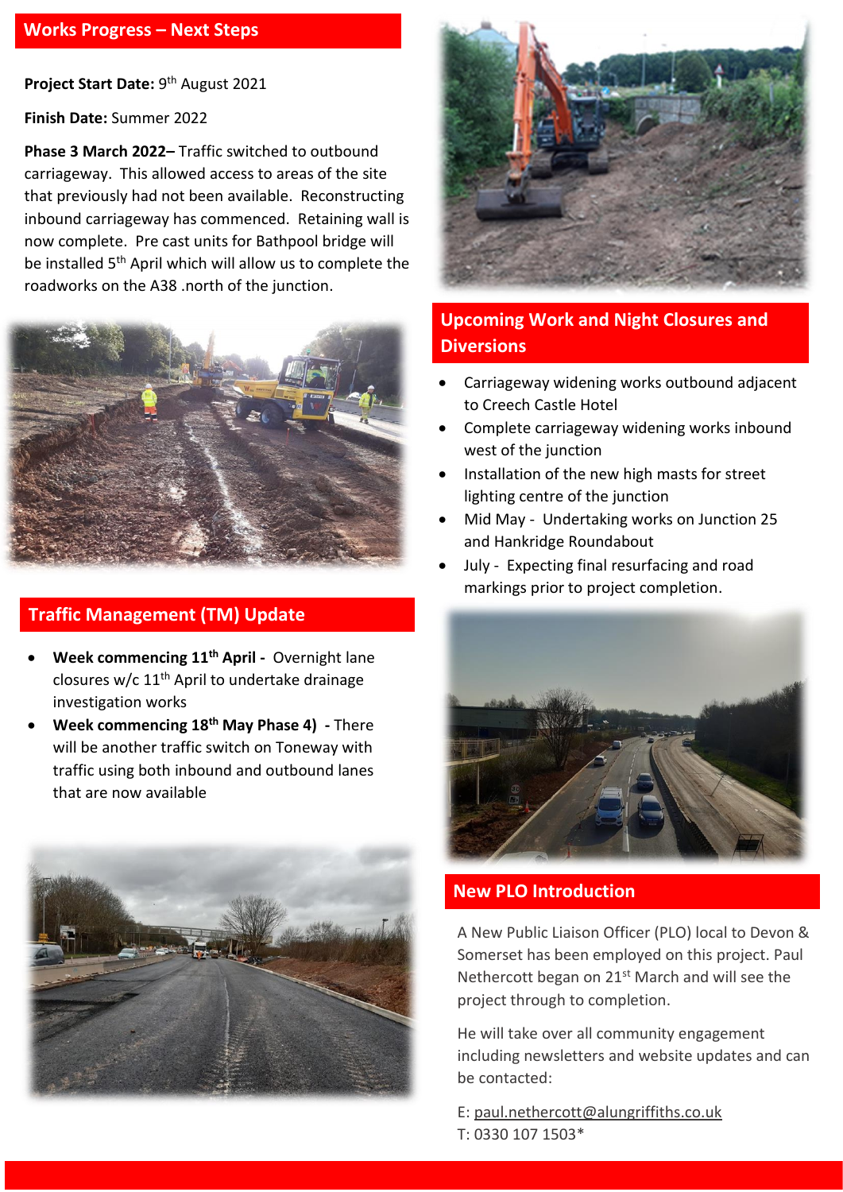## Works Progress – Next Steps

**Project Start Date:** 9th August 2021

**Finish Date:** Summer 2022

**Phase 3 March 2022–** Traffic switched to outbound carriageway. This allowed access to areas of the site that previously had not been available. Reconstructing inbound carriageway has commenced. Retaining wall is now complete. Pre cast units for Bathpool bridge will be installed 5th April which will allow us to complete the roadworks on the A38 .north of the junction.

## Traffic Management (TM) Update

- **Week commencing 11th April -** Overnight lane closures w/c 11th April to undertake drainage investigation works
- **Week commencing 18th May Phase 4) -** There will be another traffic switch on Toneway with traffic using both inbound and outbound lanes that are now available

## Upcoming Work and Night Closures and Diversions

- Carriageway widening works outbound adjacent to Creech Castle Hotel
- Complete carriageway widening works inbound west of the junction
- Installation of the new high masts for street lighting centre of the junction
- Mid May - Undertaking works on Junction 25 and Hankridge Roundabout
- July - Expecting final resurfacing and road markings prior to project completion.

## New PLO Introduction

A New Public Liaison Officer (PLO) local to Devon & Somerset has been employed on this project. Paul Nethercott began on 21st March and will see the project through to completion.

He will take over all community engagement including newsletters and website updates and can be contacted:

E: paul.nethercott@alungriffiths.co.uk
T: 0330 107 1503*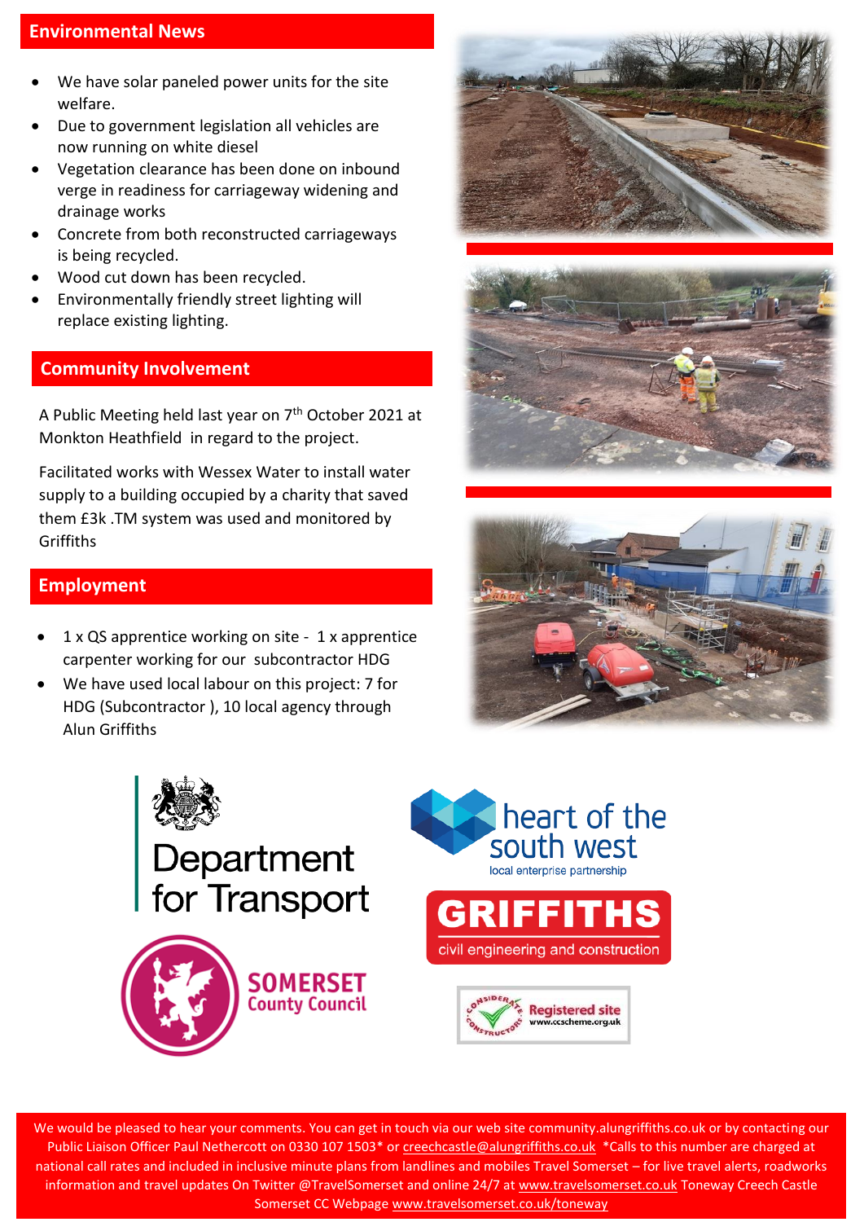## Environmental News

- We have solar paneled power units for the site welfare.
- Due to government legislation all vehicles are now running on white diesel
- Vegetation clearance has been done on inbound verge in readiness for carriageway widening and drainage works
- Concrete from both reconstructed carriageways is being recycled.
- Wood cut down has been recycled.
- Environmentally friendly street lighting will replace existing lighting.

## Community Involvement

A Public Meeting held last year on 7th October 2021 at Monkton Heathfield in regard to the project.

Facilitated works with Wessex Water to install water supply to a building occupied by a charity that saved them £3k .TM system was used and monitored by Griffiths

## Employment

- 1 x QS apprentice working on site - 1 x apprentice carpenter working for our subcontractor HDG
- We have used local labour on this project: 7 for HDG (Subcontractor ), 10 local agency through Alun Griffiths

Department for Transport

heart of the south west
local enterprise partnership

GRIFFITHS
civil engineering and construction

SOMERSET County Council

Considerate Constructors Registered site www.ccscheme.org.uk

We would be pleased to hear your comments. You can get in touch via our web site community.alungriffiths.co.uk or by contacting our Public Liaison Officer Paul Nethercott on 0330 107 1503* or creechcastle@alungriffiths.co.uk *Calls to this number are charged at national call rates and included in inclusive minute plans from landlines and mobiles Travel Somerset – for live travel alerts, roadworks information and travel updates On Twitter @TravelSomerset and online 24/7 at www.travelsomerset.co.uk Toneway Creech Castle Somerset CC Webpage www.travelsomerset.co.uk/toneway